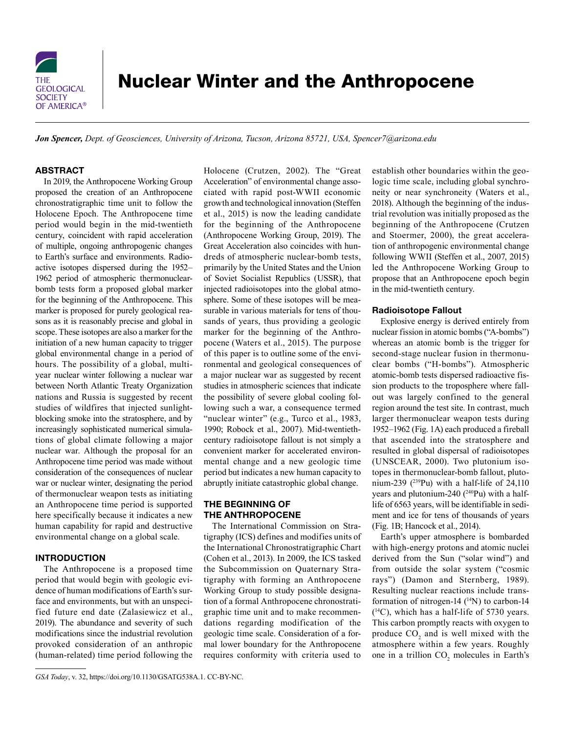# Nuclear Winter and the Anthropocene

***Jon Spencer,*** *Dept. of Geosciences, University of Arizona, Tucson, Arizona 85721, USA, Spencer7@arizona.edu*

## ABSTRACT

In 2019, the Anthropocene Working Group proposed the creation of an Anthropocene chronostratigraphic time unit to follow the Holocene Epoch. The Anthropocene time period would begin in the mid-twentieth century, coincident with rapid acceleration of multiple, ongoing anthropogenic changes to Earth's surface and environments. Radioactive isotopes dispersed during the 1952–1962 period of atmospheric thermonuclear-bomb tests form a proposed global marker for the beginning of the Anthropocene. This marker is proposed for purely geological reasons as it is reasonably precise and global in scope. These isotopes are also a marker for the initiation of a new human capacity to trigger global environmental change in a period of hours. The possibility of a global, multiyear nuclear winter following a nuclear war between North Atlantic Treaty Organization nations and Russia is suggested by recent studies of wildfires that injected sunlight-blocking smoke into the stratosphere, and by increasingly sophisticated numerical simulations of global climate following a major nuclear war. Although the proposal for an Anthropocene time period was made without consideration of the consequences of nuclear war or nuclear winter, designating the period of thermonuclear weapon tests as initiating an Anthropocene time period is supported here specifically because it indicates a new human capability for rapid and destructive environmental change on a global scale.

## INTRODUCTION

The Anthropocene is a proposed time period that would begin with geologic evidence of human modifications of Earth's surface and environments, but with an unspecified future end date (Zalasiewicz et al., 2019). The abundance and severity of such modifications since the industrial revolution provoked consideration of an anthropic (human-related) time period following the Holocene (Crutzen, 2002). The "Great Acceleration" of environmental change associated with rapid post-WWII economic growth and technological innovation (Steffen et al., 2015) is now the leading candidate for the beginning of the Anthropocene (Anthropocene Working Group, 2019). The Great Acceleration also coincides with hundreds of atmospheric nuclear-bomb tests, primarily by the United States and the Union of Soviet Socialist Republics (USSR), that injected radioisotopes into the global atmosphere. Some of these isotopes will be measurable in various materials for tens of thousands of years, thus providing a geologic marker for the beginning of the Anthropocene (Waters et al., 2015). The purpose of this paper is to outline some of the environmental and geological consequences of a major nuclear war as suggested by recent studies in atmospheric sciences that indicate the possibility of severe global cooling following such a war, a consequence termed "nuclear winter" (e.g., Turco et al., 1983, 1990; Robock et al., 2007). Mid-twentieth-century radioisotope fallout is not simply a convenient marker for accelerated environmental change and a new geologic time period but indicates a new human capacity to abruptly initiate catastrophic global change.

## THE BEGINNING OF THE ANTHROPOCENE

The International Commission on Stratigraphy (ICS) defines and modifies units of the International Chronostratigraphic Chart (Cohen et al., 2013). In 2009, the ICS tasked the Subcommission on Quaternary Stratigraphy with forming an Anthropocene Working Group to study possible designation of a formal Anthropocene chronostratigraphic time unit and to make recommendations regarding modification of the geologic time scale. Consideration of a formal lower boundary for the Anthropocene requires conformity with criteria used to establish other boundaries within the geologic time scale, including global synchroneity or near synchroneity (Waters et al., 2018). Although the beginning of the industrial revolution was initially proposed as the beginning of the Anthropocene (Crutzen and Stoermer, 2000), the great acceleration of anthropogenic environmental change following WWII (Steffen et al., 2007, 2015) led the Anthropocene Working Group to propose that an Anthropocene epoch begin in the mid-twentieth century.

### Radioisotope Fallout

Explosive energy is derived entirely from nuclear fission in atomic bombs ("A-bombs") whereas an atomic bomb is the trigger for second-stage nuclear fusion in thermonuclear bombs ("H-bombs"). Atmospheric atomic-bomb tests dispersed radioactive fission products to the troposphere where fallout was largely confined to the general region around the test site. In contrast, much larger thermonuclear weapon tests during 1952–1962 (Fig. 1A) each produced a fireball that ascended into the stratosphere and resulted in global dispersal of radioisotopes (UNSCEAR, 2000). Two plutonium isotopes in thermonuclear-bomb fallout, plutonium-239 ($^{239}$Pu) with a half-life of 24,110 years and plutonium-240 ($^{240}$Pu) with a half-life of 6563 years, will be identifiable in sediment and ice for tens of thousands of years (Fig. 1B; Hancock et al., 2014).

Earth's upper atmosphere is bombarded with high-energy protons and atomic nuclei derived from the Sun ("solar wind") and from outside the solar system ("cosmic rays") (Damon and Sternberg, 1989). Resulting nuclear reactions include transformation of nitrogen-14 ($^{14}$N) to carbon-14 ($^{14}$C), which has a half-life of 5730 years. This carbon promptly reacts with oxygen to produce $CO_2$ and is well mixed with the atmosphere within a few years. Roughly one in a trillion $CO_2$ molecules in Earth's

*GSA Today*, v. 32, https://doi.org/10.1130/GSATG538A.1. CC-BY-NC.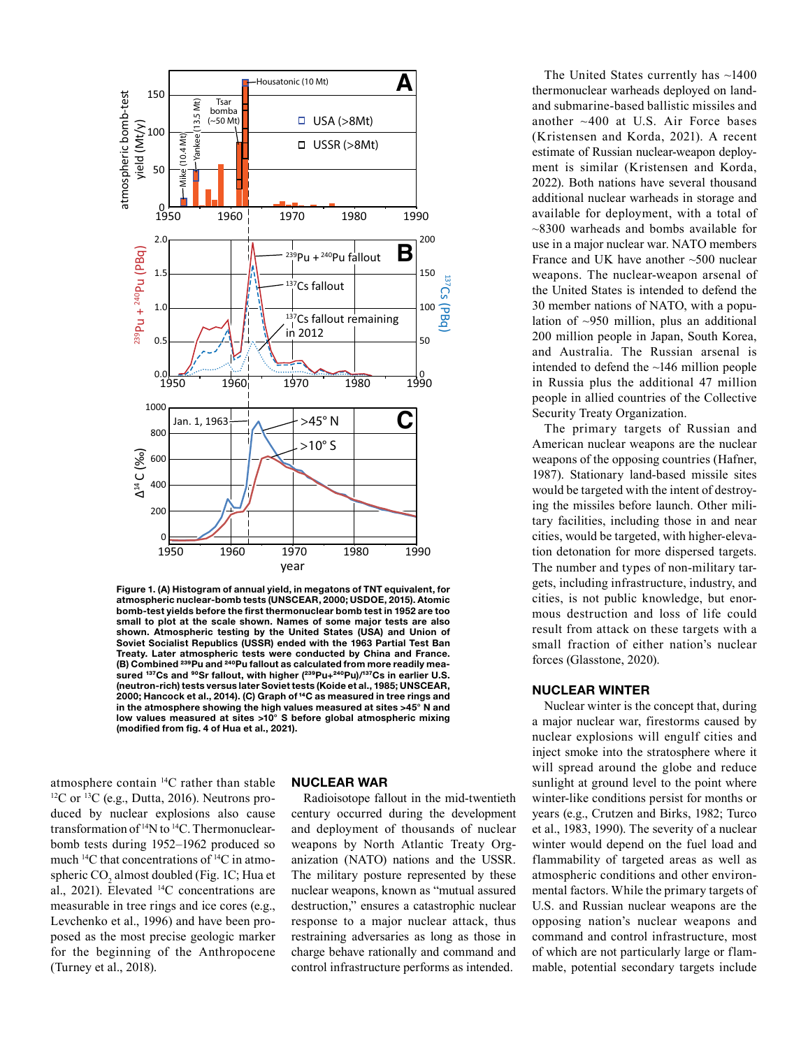Figure 1. (A) Histogram of annual yield, in megatons of TNT equivalent, for atmospheric nuclear-bomb tests (UNSCEAR, 2000; USDOE, 2015). Atomic bomb-test yields before the first thermonuclear bomb test in 1952 are too small to plot at the scale shown. Names of some major tests are also shown. Atmospheric testing by the United States (USA) and Union of Soviet Socialist Republics (USSR) ended with the 1963 Partial Test Ban Treaty. Later atmospheric tests were conducted by China and France. (B) Combined $^{239}Pu$ and $^{240}Pu$ fallout as calculated from more readily measured $^{137}Cs$ and $^{90}Sr$ fallout, with higher ($^{239}Pu$+$^{240}Pu$)/$^{137}Cs$ in earlier U.S. (neutron-rich) tests versus later Soviet tests (Koide et al., 1985; UNSCEAR, 2000; Hancock et al., 2014). (C) Graph of $^{14}C$ as measured in tree rings and in the atmosphere showing the high values measured at sites >45° N and low values measured at sites >10° S before global atmospheric mixing (modified from fig. 4 of Hua et al., 2021).

atmosphere contain $^{14}C$ rather than stable $^{12}C$ or $^{13}C$ (e.g., Dutta, 2016). Neutrons produced by nuclear explosions also cause transformation of $^{14}N$ to $^{14}C$. Thermonuclear-bomb tests during 1952–1962 produced so much $^{14}C$ that concentrations of $^{14}C$ in atmospheric $CO_2$ almost doubled (Fig. 1C; Hua et al., 2021). Elevated $^{14}C$ concentrations are measurable in tree rings and ice cores (e.g., Levchenko et al., 1996) and have been proposed as the most precise geologic marker for the beginning of the Anthropocene (Turney et al., 2018).

## NUCLEAR WAR

Radioisotope fallout in the mid-twentieth century occurred during the development and deployment of thousands of nuclear weapons by North Atlantic Treaty Organization (NATO) nations and the USSR. The military posture represented by these nuclear weapons, known as "mutual assured destruction," ensures a catastrophic nuclear response to a major nuclear attack, thus restraining adversaries as long as those in charge behave rationally and command and control infrastructure performs as intended.

The United States currently has ~1400 thermonuclear warheads deployed on land- and submarine-based ballistic missiles and another ~400 at U.S. Air Force bases (Kristensen and Korda, 2021). A recent estimate of Russian nuclear-weapon deployment is similar (Kristensen and Korda, 2022). Both nations have several thousand additional nuclear warheads in storage and available for deployment, with a total of ~8300 warheads and bombs available for use in a major nuclear war. NATO members France and UK have another ~500 nuclear weapons. The nuclear-weapon arsenal of the United States is intended to defend the 30 member nations of NATO, with a population of ~950 million, plus an additional 200 million people in Japan, South Korea, and Australia. The Russian arsenal is intended to defend the ~146 million people in Russia plus the additional 47 million people in allied countries of the Collective Security Treaty Organization.

The primary targets of Russian and American nuclear weapons are the nuclear weapons of the opposing countries (Hafner, 1987). Stationary land-based missile sites would be targeted with the intent of destroying the missiles before launch. Other military facilities, including those in and near cities, would be targeted, with higher-elevation detonation for more dispersed targets. The number and types of non-military targets, including infrastructure, industry, and cities, is not public knowledge, but enormous destruction and loss of life could result from attack on these targets with a small fraction of either nation's nuclear forces (Glasstone, 2020).

## NUCLEAR WINTER

Nuclear winter is the concept that, during a major nuclear war, firestorms caused by nuclear explosions will engulf cities and inject smoke into the stratosphere where it will spread around the globe and reduce sunlight at ground level to the point where winter-like conditions persist for months or years (e.g., Crutzen and Birks, 1982; Turco et al., 1983, 1990). The severity of a nuclear winter would depend on the fuel load and flammability of targeted areas as well as atmospheric conditions and other environmental factors. While the primary targets of U.S. and Russian nuclear weapons are the opposing nation's nuclear weapons and command and control infrastructure, most of which are not particularly large or flammable, potential secondary targets include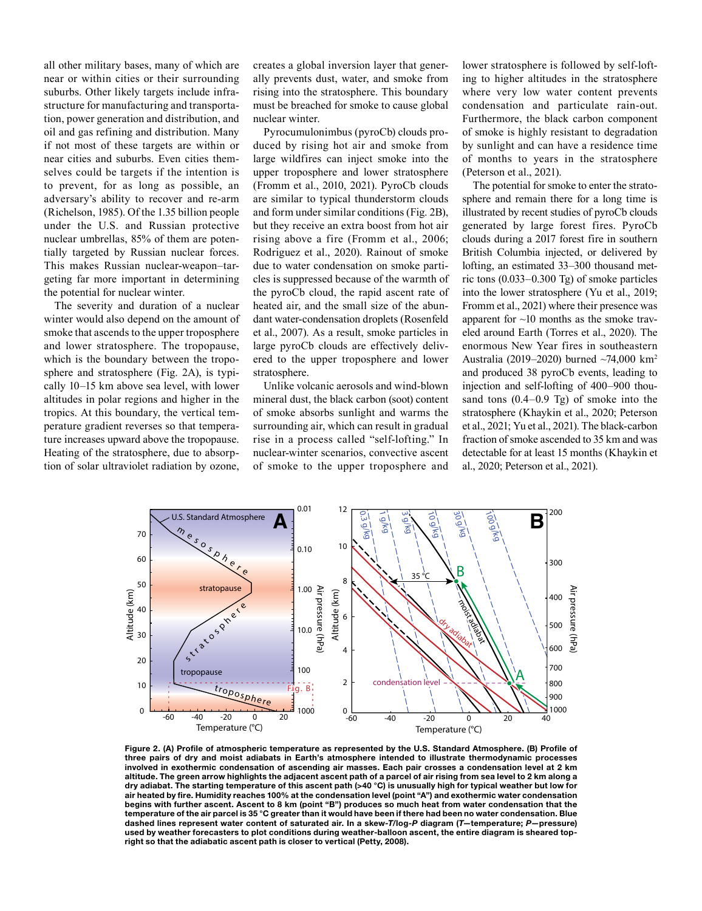all other military bases, many of which are near or within cities or their surrounding suburbs. Other likely targets include infrastructure for manufacturing and transportation, power generation and distribution, and oil and gas refining and distribution. Many if not most of these targets are within or near cities and suburbs. Even cities themselves could be targets if the intention is to prevent, for as long as possible, an adversary's ability to recover and re-arm (Richelson, 1985). Of the 1.35 billion people under the U.S. and Russian protective nuclear umbrellas, 85% of them are potentially targeted by Russian nuclear forces. This makes Russian nuclear-weapon–targeting far more important in determining the potential for nuclear winter.

The severity and duration of a nuclear winter would also depend on the amount of smoke that ascends to the upper troposphere and lower stratosphere. The tropopause, which is the boundary between the troposphere and stratosphere (Fig. 2A), is typically 10–15 km above sea level, with lower altitudes in polar regions and higher in the tropics. At this boundary, the vertical temperature gradient reverses so that temperature increases upward above the tropopause. Heating of the stratosphere, due to absorption of solar ultraviolet radiation by ozone, creates a global inversion layer that generally prevents dust, water, and smoke from rising into the stratosphere. This boundary must be breached for smoke to cause global nuclear winter.

Pyrocumulonimbus (pyroCb) clouds produced by rising hot air and smoke from large wildfires can inject smoke into the upper troposphere and lower stratosphere (Fromm et al., 2010, 2021). PyroCb clouds are similar to typical thunderstorm clouds and form under similar conditions (Fig. 2B), but they receive an extra boost from hot air rising above a fire (Fromm et al., 2006; Rodriguez et al., 2020). Rainout of smoke due to water condensation on smoke particles is suppressed because of the warmth of the pyroCb cloud, the rapid ascent rate of heated air, and the small size of the abundant water-condensation droplets (Rosenfeld et al., 2007). As a result, smoke particles in large pyroCb clouds are effectively delivered to the upper troposphere and lower stratosphere.

Unlike volcanic aerosols and wind-blown mineral dust, the black carbon (soot) content of smoke absorbs sunlight and warms the surrounding air, which can result in gradual rise in a process called "self-lofting." In nuclear-winter scenarios, convective ascent of smoke to the upper troposphere and lower stratosphere is followed by self-lofting to higher altitudes in the stratosphere where very low water content prevents condensation and particulate rain-out. Furthermore, the black carbon component of smoke is highly resistant to degradation by sunlight and can have a residence time of months to years in the stratosphere (Peterson et al., 2021).

The potential for smoke to enter the stratosphere and remain there for a long time is illustrated by recent studies of pyroCb clouds generated by large forest fires. PyroCb clouds during a 2017 forest fire in southern British Columbia injected, or delivered by lofting, an estimated 33–300 thousand metric tons (0.033–0.300 Tg) of smoke particles into the lower stratosphere (Yu et al., 2019; Fromm et al., 2021) where their presence was apparent for ~10 months as the smoke traveled around Earth (Torres et al., 2020). The enormous New Year fires in southeastern Australia (2019–2020) burned ~74,000 km$^2$ and produced 38 pyroCb events, leading to injection and self-lofting of 400–900 thousand tons (0.4–0.9 Tg) of smoke into the stratosphere (Khaykin et al., 2020; Peterson et al., 2021; Yu et al., 2021). The black-carbon fraction of smoke ascended to 35 km and was detectable for at least 15 months (Khaykin et al., 2020; Peterson et al., 2021).

**Figure 2. (A) Profile of atmospheric temperature as represented by the U.S. Standard Atmosphere. (B) Profile of three pairs of dry and moist adiabats in Earth's atmosphere intended to illustrate thermodynamic processes involved in exothermic condensation of ascending air masses. Each pair crosses a condensation level at 2 km altitude. The green arrow highlights the adjacent ascent path of a parcel of air rising from sea level to 2 km along a dry adiabat. The starting temperature of this ascent path (>40 °C) is unusually high for typical weather but low for air heated by fire. Humidity reaches 100% at the condensation level (point "A") and exothermic water condensation begins with further ascent. Ascent to 8 km (point "B") produces so much heat from water condensation that the temperature of the air parcel is 35 °C greater than it would have been if there had been no water condensation. Blue dashed lines represent water content of saturated air. In a skew-*T*/log-*P* diagram (*T*—temperature; *P*—pressure) used by weather forecasters to plot conditions during weather-balloon ascent, the entire diagram is sheared top-right so that the adiabatic ascent path is closer to vertical (Petty, 2008).**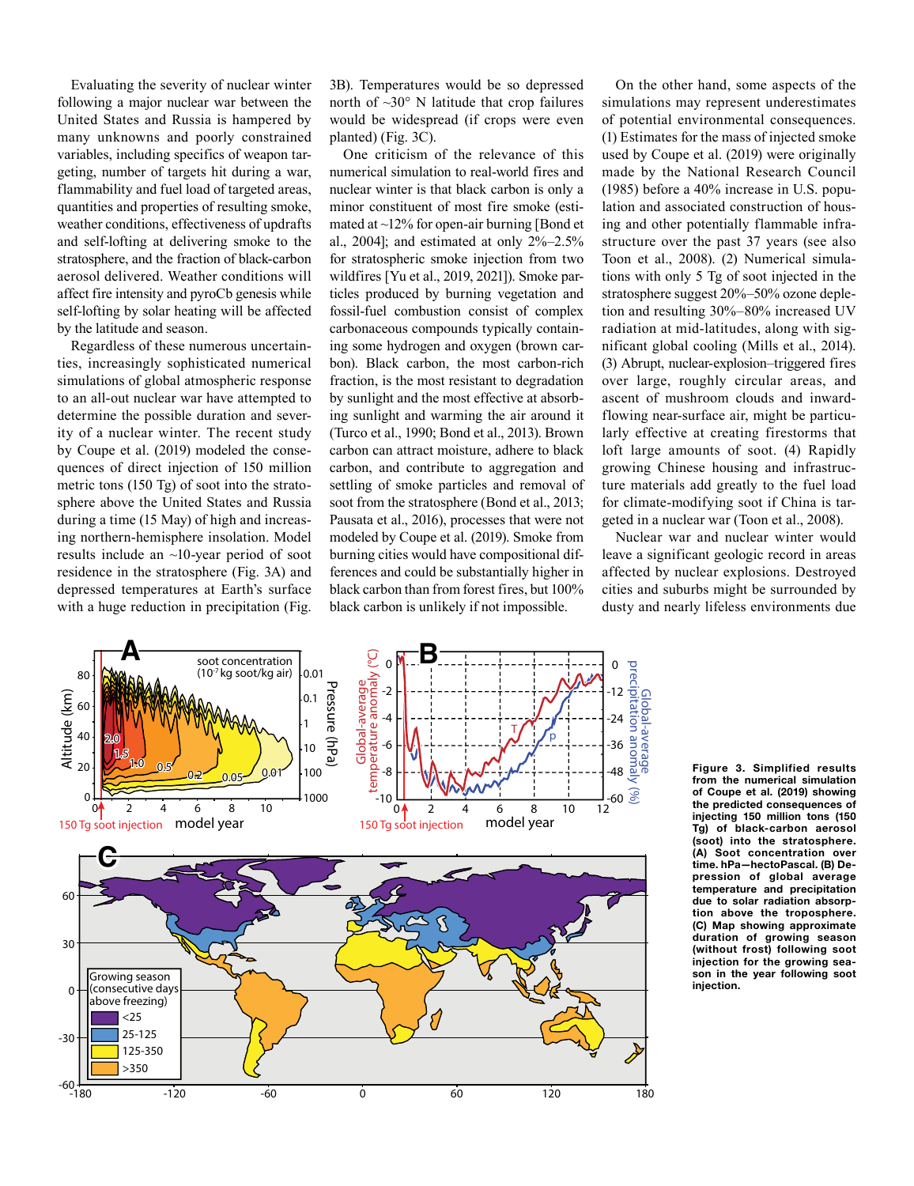Evaluating the severity of nuclear winter following a major nuclear war between the United States and Russia is hampered by many unknowns and poorly constrained variables, including specifics of weapon targeting, number of targets hit during a war, flammability and fuel load of targeted areas, quantities and properties of resulting smoke, weather conditions, effectiveness of updrafts and self-lofting at delivering smoke to the stratosphere, and the fraction of black-carbon aerosol delivered. Weather conditions will affect fire intensity and pyroCb genesis while self-lofting by solar heating will be affected by the latitude and season.

Regardless of these numerous uncertainties, increasingly sophisticated numerical simulations of global atmospheric response to an all-out nuclear war have attempted to determine the possible duration and severity of a nuclear winter. The recent study by Coupe et al. (2019) modeled the consequences of direct injection of 150 million metric tons (150 Tg) of soot into the stratosphere above the United States and Russia during a time (15 May) of high and increasing northern-hemisphere insolation. Model results include an ~10-year period of soot residence in the stratosphere (Fig. 3A) and depressed temperatures at Earth's surface with a huge reduction in precipitation (Fig. 3B). Temperatures would be so depressed north of ~30° N latitude that crop failures would be widespread (if crops were even planted) (Fig. 3C).

One criticism of the relevance of this numerical simulation to real-world fires and nuclear winter is that black carbon is only a minor constituent of most fire smoke (estimated at ~12% for open-air burning [Bond et al., 2004]; and estimated at only 2%–2.5% for stratospheric smoke injection from two wildfires [Yu et al., 2019, 2021]). Smoke particles produced by burning vegetation and fossil-fuel combustion consist of complex carbonaceous compounds typically containing some hydrogen and oxygen (brown carbon). Black carbon, the most carbon-rich fraction, is the most resistant to degradation by sunlight and the most effective at absorbing sunlight and warming the air around it (Turco et al., 1990; Bond et al., 2013). Brown carbon can attract moisture, adhere to black carbon, and contribute to aggregation and settling of smoke particles and removal of soot from the stratosphere (Bond et al., 2013; Pausata et al., 2016), processes that were not modeled by Coupe et al. (2019). Smoke from burning cities would have compositional differences and could be substantially higher in black carbon than from forest fires, but 100% black carbon is unlikely if not impossible.

On the other hand, some aspects of the simulations may represent underestimates of potential environmental consequences. (1) Estimates for the mass of injected smoke used by Coupe et al. (2019) were originally made by the National Research Council (1985) before a 40% increase in U.S. population and associated construction of housing and other potentially flammable infrastructure over the past 37 years (see also Toon et al., 2008). (2) Numerical simulations with only 5 Tg of soot injected in the stratosphere suggest 20%–50% ozone depletion and resulting 30%–80% increased UV radiation at mid-latitudes, along with significant global cooling (Mills et al., 2014). (3) Abrupt, nuclear-explosion–triggered fires over large, roughly circular areas, and ascent of mushroom clouds and inward-flowing near-surface air, might be particularly effective at creating firestorms that loft large amounts of soot. (4) Rapidly growing Chinese housing and infrastructure materials add greatly to the fuel load for climate-modifying soot if China is targeted in a nuclear war (Toon et al., 2008).

Nuclear war and nuclear winter would leave a significant geologic record in areas affected by nuclear explosions. Destroyed cities and suburbs might be surrounded by dusty and nearly lifeless environments due

**Figure 3. Simplified results from the numerical simulation of Coupe et al. (2019) showing the predicted consequences of injecting 150 million tons (150 Tg) of black-carbon aerosol (soot) into the stratosphere. (A) Soot concentration over time. hPa—hectoPascal. (B) Depression of global average temperature and precipitation due to solar radiation absorption above the troposphere. (C) Map showing approximate duration of growing season (without frost) following soot injection for the growing season in the year following soot injection.**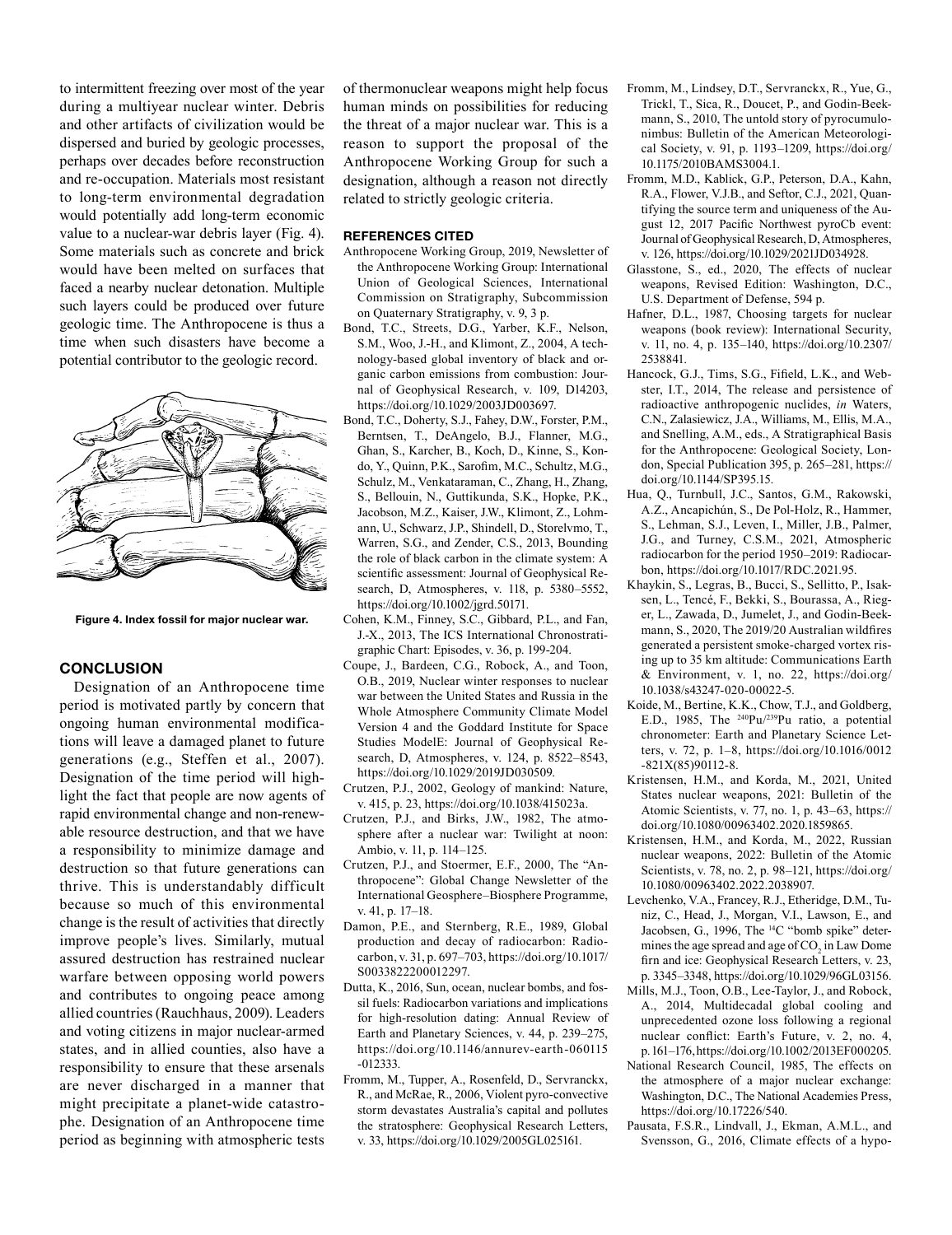to intermittent freezing over most of the year during a multiyear nuclear winter. Debris and other artifacts of civilization would be dispersed and buried by geologic processes, perhaps over decades before reconstruction and re-occupation. Materials most resistant to long-term environmental degradation would potentially add long-term economic value to a nuclear-war debris layer (Fig. 4). Some materials such as concrete and brick would have been melted on surfaces that faced a nearby nuclear detonation. Multiple such layers could be produced over future geologic time. The Anthropocene is thus a time when such disasters have become a potential contributor to the geologic record.

**Figure 4. Index fossil for major nuclear war.**

## CONCLUSION

Designation of an Anthropocene time period is motivated partly by concern that ongoing human environmental modifications will leave a damaged planet to future generations (e.g., Steffen et al., 2007). Designation of the time period will highlight the fact that people are now agents of rapid environmental change and non-renewable resource destruction, and that we have a responsibility to minimize damage and destruction so that future generations can thrive. This is understandably difficult because so much of this environmental change is the result of activities that directly improve people's lives. Similarly, mutual assured destruction has restrained nuclear warfare between opposing world powers and contributes to ongoing peace among allied countries (Rauchhaus, 2009). Leaders and voting citizens in major nuclear-armed states, and in allied counties, also have a responsibility to ensure that these arsenals are never discharged in a manner that might precipitate a planet-wide catastrophe. Designation of an Anthropocene time period as beginning with atmospheric tests of thermonuclear weapons might help focus human minds on possibilities for reducing the threat of a major nuclear war. This is a reason to support the proposal of the Anthropocene Working Group for such a designation, although a reason not directly related to strictly geologic criteria.

## REFERENCES CITED

Anthropocene Working Group, 2019, Newsletter of the Anthropocene Working Group: International Union of Geological Sciences, International Commission on Stratigraphy, Subcommission on Quaternary Stratigraphy, v. 9, 3 p.

Bond, T.C., Streets, D.G., Yarber, K.F., Nelson, S.M., Woo, J.-H., and Klimont, Z., 2004, A technology-based global inventory of black and organic carbon emissions from combustion: Journal of Geophysical Research, v. 109, D14203, https://doi.org/10.1029/2003JD003697.

Bond, T.C., Doherty, S.J., Fahey, D.W., Forster, P.M., Berntsen, T., DeAngelo, B.J., Flanner, M.G., Ghan, S., Karcher, B., Koch, D., Kinne, S., Kondo, Y., Quinn, P.K., Sarofim, M.C., Schultz, M.G., Schulz, M., Venkataraman, C., Zhang, H., Zhang, S., Bellouin, N., Guttikunda, S.K., Hopke, P.K., Jacobson, M.Z., Kaiser, J.W., Klimont, Z., Lohmann, U., Schwarz, J.P., Shindell, D., Storelvmo, T., Warren, S.G., and Zender, C.S., 2013, Bounding the role of black carbon in the climate system: A scientific assessment: Journal of Geophysical Research, D, Atmospheres, v. 118, p. 5380–5552, https://doi.org/10.1002/jgrd.50171.

Cohen, K.M., Finney, S.C., Gibbard, P.L., and Fan, J.-X., 2013, The ICS International Chronostratigraphic Chart: Episodes, v. 36, p. 199-204.

Coupe, J., Bardeen, C.G., Robock, A., and Toon, O.B., 2019, Nuclear winter responses to nuclear war between the United States and Russia in the Whole Atmosphere Community Climate Model Version 4 and the Goddard Institute for Space Studies ModelE: Journal of Geophysical Research, D, Atmospheres, v. 124, p. 8522–8543, https://doi.org/10.1029/2019JD030509.

Crutzen, P.J., 2002, Geology of mankind: Nature, v. 415, p. 23, https://doi.org/10.1038/415023a.

Crutzen, P.J., and Birks, J.W., 1982, The atmosphere after a nuclear war: Twilight at noon: Ambio, v. 11, p. 114–125.

Crutzen, P.J., and Stoermer, E.F., 2000, The "Anthropocene": Global Change Newsletter of the International Geosphere–Biosphere Programme, v. 41, p. 17–18.

Damon, P.E., and Sternberg, R.E., 1989, Global production and decay of radiocarbon: Radiocarbon, v. 31, p. 697–703, https://doi.org/10.1017/S0033822200012297.

Dutta, K., 2016, Sun, ocean, nuclear bombs, and fossil fuels: Radiocarbon variations and implications for high-resolution dating: Annual Review of Earth and Planetary Sciences, v. 44, p. 239–275, https://doi.org/10.1146/annurev-earth-060115-012333.

Fromm, M., Tupper, A., Rosenfeld, D., Servranckx, R., and McRae, R., 2006, Violent pyro-convective storm devastates Australia's capital and pollutes the stratosphere: Geophysical Research Letters, v. 33, https://doi.org/10.1029/2005GL025161.

Fromm, M., Lindsey, D.T., Servranckx, R., Yue, G., Trickl, T., Sica, R., Doucet, P., and Godin-Beekmann, S., 2010, The untold story of pyrocumulonimbus: Bulletin of the American Meteorological Society, v. 91, p. 1193–1209, https://doi.org/10.1175/2010BAMS3004.1.

Fromm, M.D., Kablick, G.P., Peterson, D.A., Kahn, R.A., Flower, V.J.B., and Seftor, C.J., 2021, Quantifying the source term and uniqueness of the August 12, 2017 Pacific Northwest pyroCb event: Journal of Geophysical Research, D, Atmospheres, v. 126, https://doi.org/10.1029/2021JD034928.

Glasstone, S., ed., 2020, The effects of nuclear weapons, Revised Edition: Washington, D.C., U.S. Department of Defense, 594 p.

Hafner, D.L., 1987, Choosing targets for nuclear weapons (book review): International Security, v. 11, no. 4, p. 135–140, https://doi.org/10.2307/2538841.

Hancock, G.J., Tims, S.G., Fifield, L.K., and Webster, I.T., 2014, The release and persistence of radioactive anthropogenic nuclides, *in* Waters, C.N., Zalasiewicz, J.A., Williams, M., Ellis, M.A., and Snelling, A.M., eds., A Stratigraphical Basis for the Anthropocene: Geological Society, London, Special Publication 395, p. 265–281, https://doi.org/10.1144/SP395.15.

Hua, Q., Turnbull, J.C., Santos, G.M., Rakowski, A.Z., Ancapichún, S., De Pol-Holz, R., Hammer, S., Lehman, S.J., Leven, I., Miller, J.B., Palmer, J.G., and Turney, C.S.M., 2021, Atmospheric radiocarbon for the period 1950–2019: Radiocarbon, https://doi.org/10.1017/RDC.2021.95.

Khaykin, S., Legras, B., Bucci, S., Sellitto, P., Isaksen, L., Tencé, F., Bekki, S., Bourassa, A., Rieger, L., Zawada, D., Jumelet, J., and Godin-Beekmann, S., 2020, The 2019/20 Australian wildfires generated a persistent smoke-charged vortex rising up to 35 km altitude: Communications Earth & Environment, v. 1, no. 22, https://doi.org/10.1038/s43247-020-00022-5.

Koide, M., Bertine, K.K., Chow, T.J., and Goldberg, E.D., 1985, The $^{240}Pu/^{239}Pu$ ratio, a potential chronometer: Earth and Planetary Science Letters, v. 72, p. 1–8, https://doi.org/10.1016/0012-821X(85)90112-8.

Kristensen, H.M., and Korda, M., 2021, United States nuclear weapons, 2021: Bulletin of the Atomic Scientists, v. 77, no. 1, p. 43–63, https://doi.org/10.1080/00963402.2020.1859865.

Kristensen, H.M., and Korda, M., 2022, Russian nuclear weapons, 2022: Bulletin of the Atomic Scientists, v. 78, no. 2, p. 98–121, https://doi.org/10.1080/00963402.2022.2038907.

Levchenko, V.A., Francey, R.J., Etheridge, D.M., Tuniz, C., Head, J., Morgan, V.I., Lawson, E., and Jacobsen, G., 1996, The $^{14}C$ "bomb spike" determines the age spread and age of $CO_2$ in Law Dome firn and ice: Geophysical Research Letters, v. 23, p. 3345–3348, https://doi.org/10.1029/96GL03156.

Mills, M.J., Toon, O.B., Lee-Taylor, J., and Robock, A., 2014, Multidecadal global cooling and unprecedented ozone loss following a regional nuclear conflict: Earth's Future, v. 2, no. 4, p. 161–176, https://doi.org/10.1002/2013EF000205.

National Research Council, 1985, The effects on the atmosphere of a major nuclear exchange: Washington, D.C., The National Academies Press, https://doi.org/10.17226/540.

Pausata, F.S.R., Lindvall, J., Ekman, A.M.L., and Svensson, G., 2016, Climate effects of a hypo-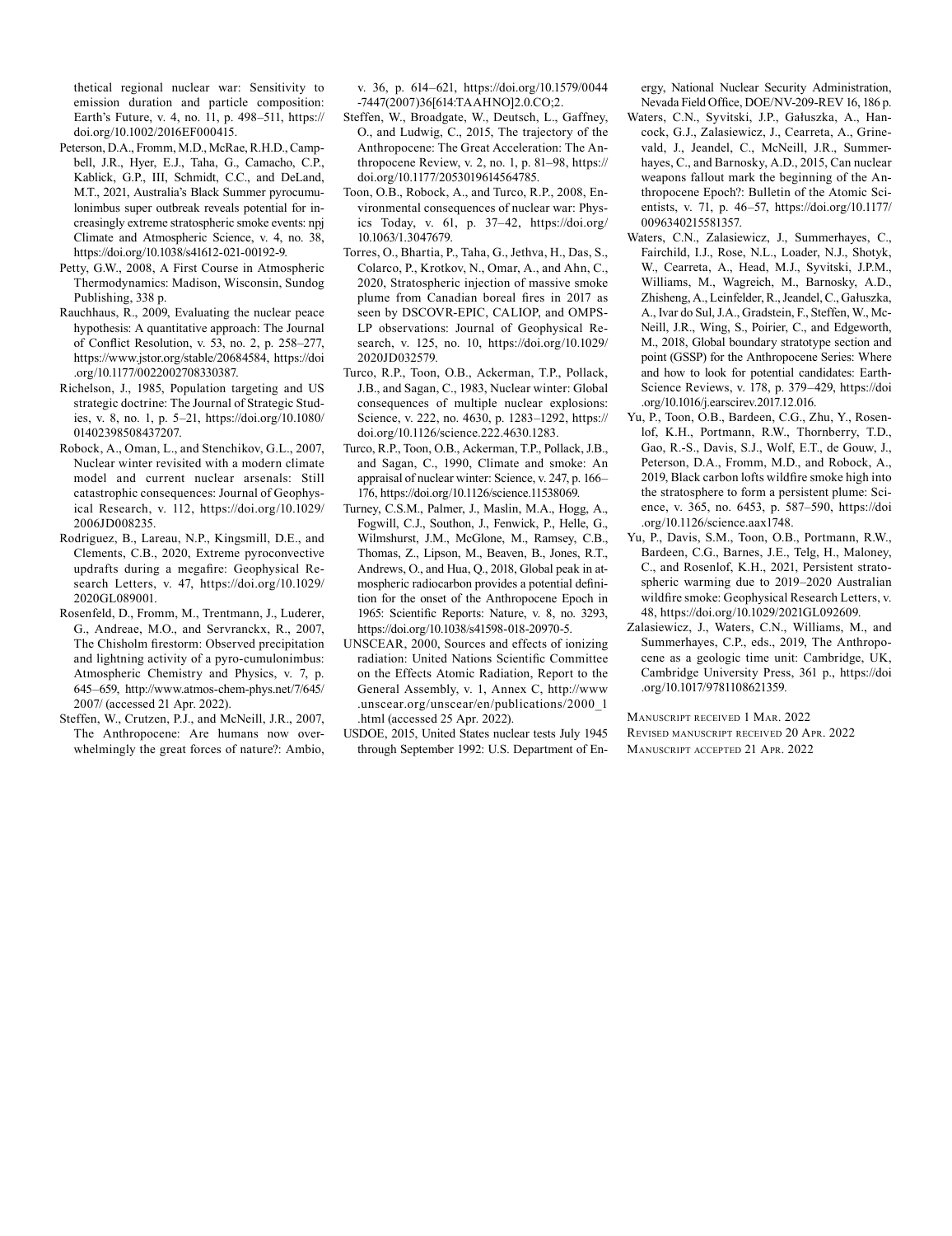thetical regional nuclear war: Sensitivity to emission duration and particle composition: Earth's Future, v. 4, no. 11, p. 498–511, https://doi.org/10.1002/2016EF000415.

Peterson, D.A., Fromm, M.D., McRae, R.H.D., Campbell, J.R., Hyer, E.J., Taha, G., Camacho, C.P., Kablick, G.P., III, Schmidt, C.C., and DeLand, M.T., 2021, Australia's Black Summer pyrocumulonimbus super outbreak reveals potential for increasingly extreme stratospheric smoke events: npj Climate and Atmospheric Science, v. 4, no. 38, https://doi.org/10.1038/s41612-021-00192-9.

Petty, G.W., 2008, A First Course in Atmospheric Thermodynamics: Madison, Wisconsin, Sundog Publishing, 338 p.

Rauchhaus, R., 2009, Evaluating the nuclear peace hypothesis: A quantitative approach: The Journal of Conflict Resolution, v. 53, no. 2, p. 258–277, https://www.jstor.org/stable/20684584, https://doi.org/10.1177/0022002708330387.

Richelson, J., 1985, Population targeting and US strategic doctrine: The Journal of Strategic Studies, v. 8, no. 1, p. 5–21, https://doi.org/10.1080/01402398508437207.

Robock, A., Oman, L., and Stenchikov, G.L., 2007, Nuclear winter revisited with a modern climate model and current nuclear arsenals: Still catastrophic consequences: Journal of Geophysical Research, v. 112, https://doi.org/10.1029/2006JD008235.

Rodriguez, B., Lareau, N.P., Kingsmill, D.E., and Clements, C.B., 2020, Extreme pyroconvective updrafts during a megafire: Geophysical Research Letters, v. 47, https://doi.org/10.1029/2020GL089001.

Rosenfeld, D., Fromm, M., Trentmann, J., Luderer, G., Andreae, M.O., and Servranckx, R., 2007, The Chisholm firestorm: Observed precipitation and lightning activity of a pyro-cumulonimbus: Atmospheric Chemistry and Physics, v. 7, p. 645–659, http://www.atmos-chem-phys.net/7/645/2007/ (accessed 21 Apr. 2022).

Steffen, W., Crutzen, P.J., and McNeill, J.R., 2007, The Anthropocene: Are humans now overwhelmingly the great forces of nature?: Ambio, v. 36, p. 614–621, https://doi.org/10.1579/0044-7447(2007)36[614:TAAHNO]2.0.CO;2.

Steffen, W., Broadgate, W., Deutsch, L., Gaffney, O., and Ludwig, C., 2015, The trajectory of the Anthropocene: The Great Acceleration: The Anthropocene Review, v. 2, no. 1, p. 81–98, https://doi.org/10.1177/2053019614564785.

Toon, O.B., Robock, A., and Turco, R.P., 2008, Environmental consequences of nuclear war: Physics Today, v. 61, p. 37–42, https://doi.org/10.1063/1.3047679.

Torres, O., Bhartia, P., Taha, G., Jethva, H., Das, S., Colarco, P., Krotkov, N., Omar, A., and Ahn, C., 2020, Stratospheric injection of massive smoke plume from Canadian boreal fires in 2017 as seen by DSCOVR-EPIC, CALIOP, and OMPS-LP observations: Journal of Geophysical Research, v. 125, no. 10, https://doi.org/10.1029/2020JD032579.

Turco, R.P., Toon, O.B., Ackerman, T.P., Pollack, J.B., and Sagan, C., 1983, Nuclear winter: Global consequences of multiple nuclear explosions: Science, v. 222, no. 4630, p. 1283–1292, https://doi.org/10.1126/science.222.4630.1283.

Turco, R.P., Toon, O.B., Ackerman, T.P., Pollack, J.B., and Sagan, C., 1990, Climate and smoke: An appraisal of nuclear winter: Science, v. 247, p. 166–176, https://doi.org/10.1126/science.11538069.

Turney, C.S.M., Palmer, J., Maslin, M.A., Hogg, A., Fogwill, C.J., Southon, J., Fenwick, P., Helle, G., Wilmshurst, J.M., McGlone, M., Ramsey, C.B., Thomas, Z., Lipson, M., Beaven, B., Jones, R.T., Andrews, O., and Hua, Q., 2018, Global peak in atmospheric radiocarbon provides a potential definition for the onset of the Anthropocene Epoch in 1965: Scientific Reports: Nature, v. 8, no. 3293, https://doi.org/10.1038/s41598-018-20970-5.

UNSCEAR, 2000, Sources and effects of ionizing radiation: United Nations Scientific Committee on the Effects Atomic Radiation, Report to the General Assembly, v. 1, Annex C, http://www.unscear.org/unscear/en/publications/2000_1.html (accessed 25 Apr. 2022).

USDOE, 2015, United States nuclear tests July 1945 through September 1992: U.S. Department of Energy, National Nuclear Security Administration, Nevada Field Office, DOE/NV-209-REV 16, 186 p.

Waters, C.N., Syvitski, J.P., Gałuszka, A., Hancock, G.J., Zalasiewicz, J., Cearreta, A., Grinevald, J., Jeandel, C., McNeill, J.R., Summerhayes, C., and Barnosky, A.D., 2015, Can nuclear weapons fallout mark the beginning of the Anthropocene Epoch?: Bulletin of the Atomic Scientists, v. 71, p. 46–57, https://doi.org/10.1177/0096340215581357.

Waters, C.N., Zalasiewicz, J., Summerhayes, C., Fairchild, I.J., Rose, N.L., Loader, N.J., Shotyk, W., Cearreta, A., Head, M.J., Syvitski, J.P.M., Williams, M., Wagreich, M., Barnosky, A.D., Zhisheng, A., Leinfelder, R., Jeandel, C., Gałuszka, A., Ivar do Sul, J.A., Gradstein, F., Steffen, W., McNeill, J.R., Wing, S., Poirier, C., and Edgeworth, M., 2018, Global boundary stratotype section and point (GSSP) for the Anthropocene Series: Where and how to look for potential candidates: Earth-Science Reviews, v. 178, p. 379–429, https://doi.org/10.1016/j.earscirev.2017.12.016.

Yu, P., Toon, O.B., Bardeen, C.G., Zhu, Y., Rosenlof, K.H., Portmann, R.W., Thornberry, T.D., Gao, R.-S., Davis, S.J., Wolf, E.T., de Gouw, J., Peterson, D.A., Fromm, M.D., and Robock, A., 2019, Black carbon lofts wildfire smoke high into the stratosphere to form a persistent plume: Science, v. 365, no. 6453, p. 587–590, https://doi.org/10.1126/science.aax1748.

Yu, P., Davis, S.M., Toon, O.B., Portmann, R.W., Bardeen, C.G., Barnes, J.E., Telg, H., Maloney, C., and Rosenlof, K.H., 2021, Persistent stratospheric warming due to 2019–2020 Australian wildfire smoke: Geophysical Research Letters, v. 48, https://doi.org/10.1029/2021GL092609.

Zalasiewicz, J., Waters, C.N., Williams, M., and Summerhayes, C.P., eds., 2019, The Anthropocene as a geologic time unit: Cambridge, UK, Cambridge University Press, 361 p., https://doi.org/10.1017/9781108621359.

Manuscript received 1 Mar. 2022
Revised manuscript received 20 Apr. 2022
Manuscript accepted 21 Apr. 2022